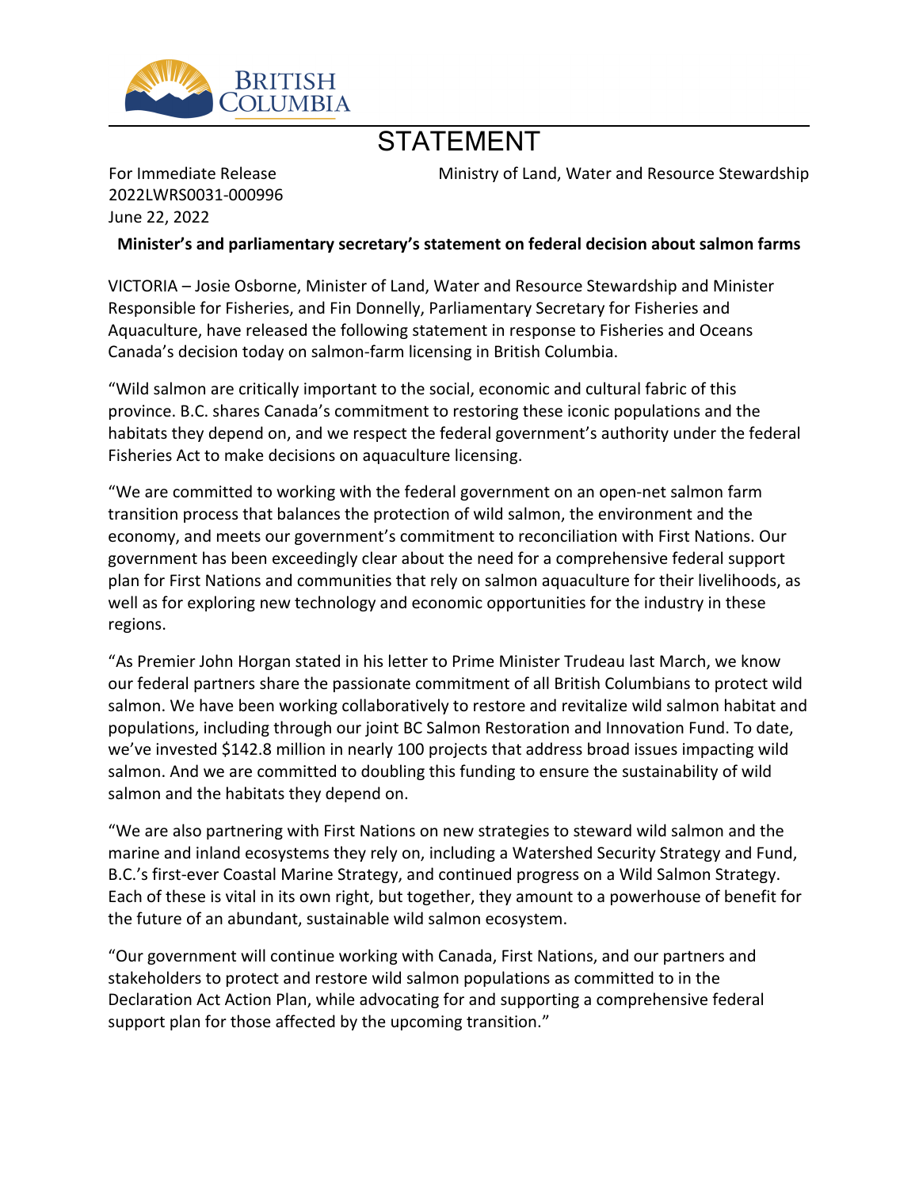BRITISH COLUMBIA

# STATEMENT

For Immediate Release
2022LWRS0031-000996
June 22, 2022

Ministry of Land, Water and Resource Stewardship

**Minister's and parliamentary secretary's statement on federal decision about salmon farms**

VICTORIA – Josie Osborne, Minister of Land, Water and Resource Stewardship and Minister Responsible for Fisheries, and Fin Donnelly, Parliamentary Secretary for Fisheries and Aquaculture, have released the following statement in response to Fisheries and Oceans Canada's decision today on salmon-farm licensing in British Columbia.

"Wild salmon are critically important to the social, economic and cultural fabric of this province. B.C. shares Canada's commitment to restoring these iconic populations and the habitats they depend on, and we respect the federal government's authority under the federal Fisheries Act to make decisions on aquaculture licensing.

"We are committed to working with the federal government on an open-net salmon farm transition process that balances the protection of wild salmon, the environment and the economy, and meets our government's commitment to reconciliation with First Nations. Our government has been exceedingly clear about the need for a comprehensive federal support plan for First Nations and communities that rely on salmon aquaculture for their livelihoods, as well as for exploring new technology and economic opportunities for the industry in these regions.

"As Premier John Horgan stated in his letter to Prime Minister Trudeau last March, we know our federal partners share the passionate commitment of all British Columbians to protect wild salmon. We have been working collaboratively to restore and revitalize wild salmon habitat and populations, including through our joint BC Salmon Restoration and Innovation Fund. To date, we've invested $142.8 million in nearly 100 projects that address broad issues impacting wild salmon. And we are committed to doubling this funding to ensure the sustainability of wild salmon and the habitats they depend on.

"We are also partnering with First Nations on new strategies to steward wild salmon and the marine and inland ecosystems they rely on, including a Watershed Security Strategy and Fund, B.C.'s first-ever Coastal Marine Strategy, and continued progress on a Wild Salmon Strategy. Each of these is vital in its own right, but together, they amount to a powerhouse of benefit for the future of an abundant, sustainable wild salmon ecosystem.

"Our government will continue working with Canada, First Nations, and our partners and stakeholders to protect and restore wild salmon populations as committed to in the Declaration Act Action Plan, while advocating for and supporting a comprehensive federal support plan for those affected by the upcoming transition."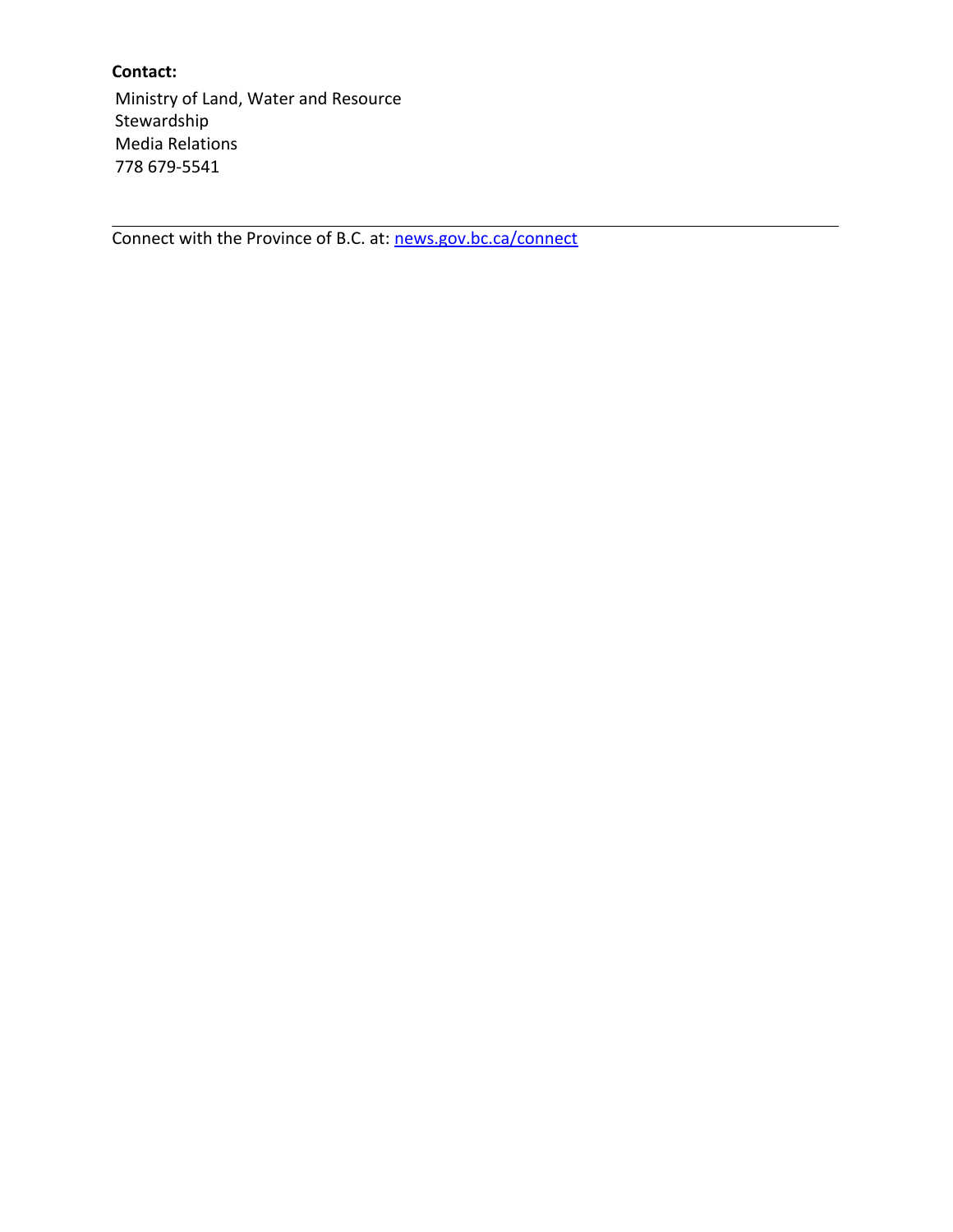**Contact:**

Ministry of Land, Water and Resource Stewardship
Media Relations
778 679-5541

---

Connect with the Province of B.C. at: [news.gov.bc.ca/connect](news.gov.bc.ca/connect)